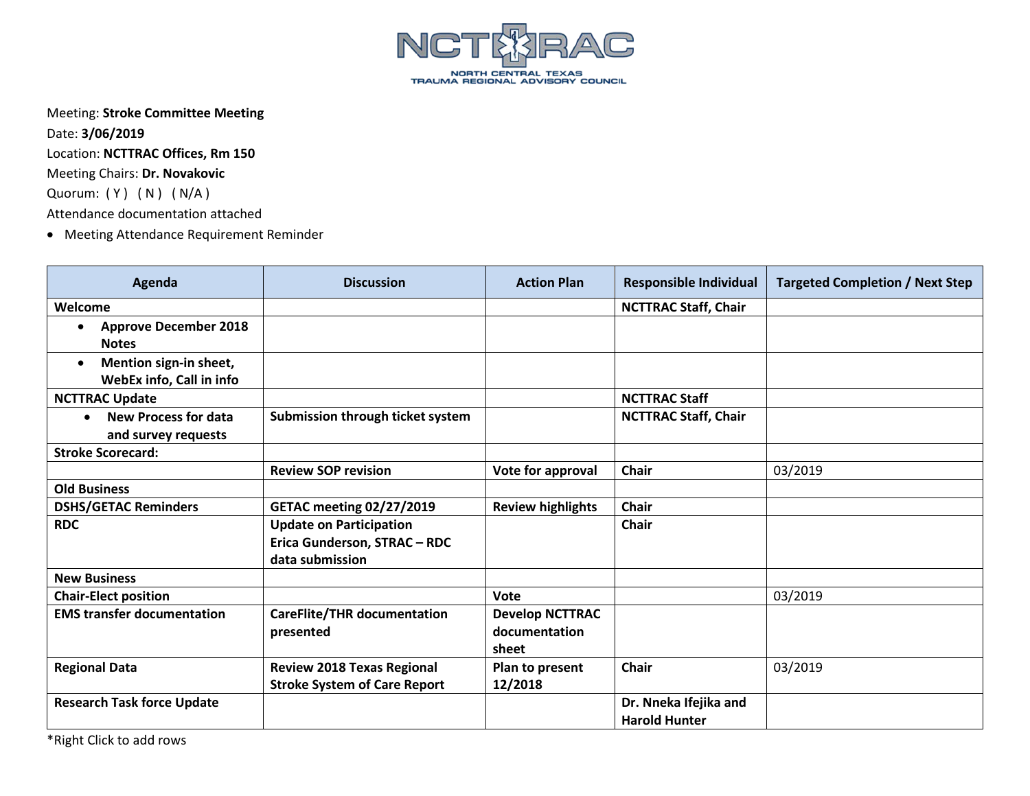NCTTRAC

NORTH CENTRAL TEXAS TRAUMA REGIONAL ADVISORY COUNCIL

Meeting: **Stroke Committee Meeting**
Date: **3/06/2019**
Location: **NCTTRAC Offices, Rm 150**
Meeting Chairs: **Dr. Novakovic**
Quorum: ( Y ) ( N ) ( N/A )
Attendance documentation attached

- Meeting Attendance Requirement Reminder

| Agenda | Discussion | Action Plan | Responsible Individual | Targeted Completion / Next Step |
|---|---|---|---|---|
| **Welcome** | | | **NCTTRAC Staff, Chair** | |
| • **Approve December 2018 Notes** | | | | |
| • **Mention sign-in sheet, WebEx info, Call in info** | | | | |
| **NCTTRAC Update** | | | **NCTTRAC Staff** | |
| • **New Process for data and survey requests** | **Submission through ticket system** | | **NCTTRAC Staff, Chair** | |
| **Stroke Scorecard:** | | | | |
| | **Review SOP revision** | **Vote for approval** | **Chair** | 03/2019 |
| **Old Business** | | | | |
| **DSHS/GETAC Reminders** | **GETAC meeting 02/27/2019** | **Review highlights** | **Chair** | |
| **RDC** | **Update on Participation Erica Gunderson, STRAC – RDC data submission** | | **Chair** | |
| **New Business** | | | | |
| **Chair-Elect position** | | **Vote** | | 03/2019 |
| **EMS transfer documentation** | **CareFlite/THR documentation presented** | **Develop NCTTRAC documentation sheet** | | |
| **Regional Data** | **Review 2018 Texas Regional Stroke System of Care Report** | **Plan to present 12/2018** | **Chair** | 03/2019 |
| **Research Task force Update** | | | **Dr. Nneka Ifejika and Harold Hunter** | |

*Right Click to add rows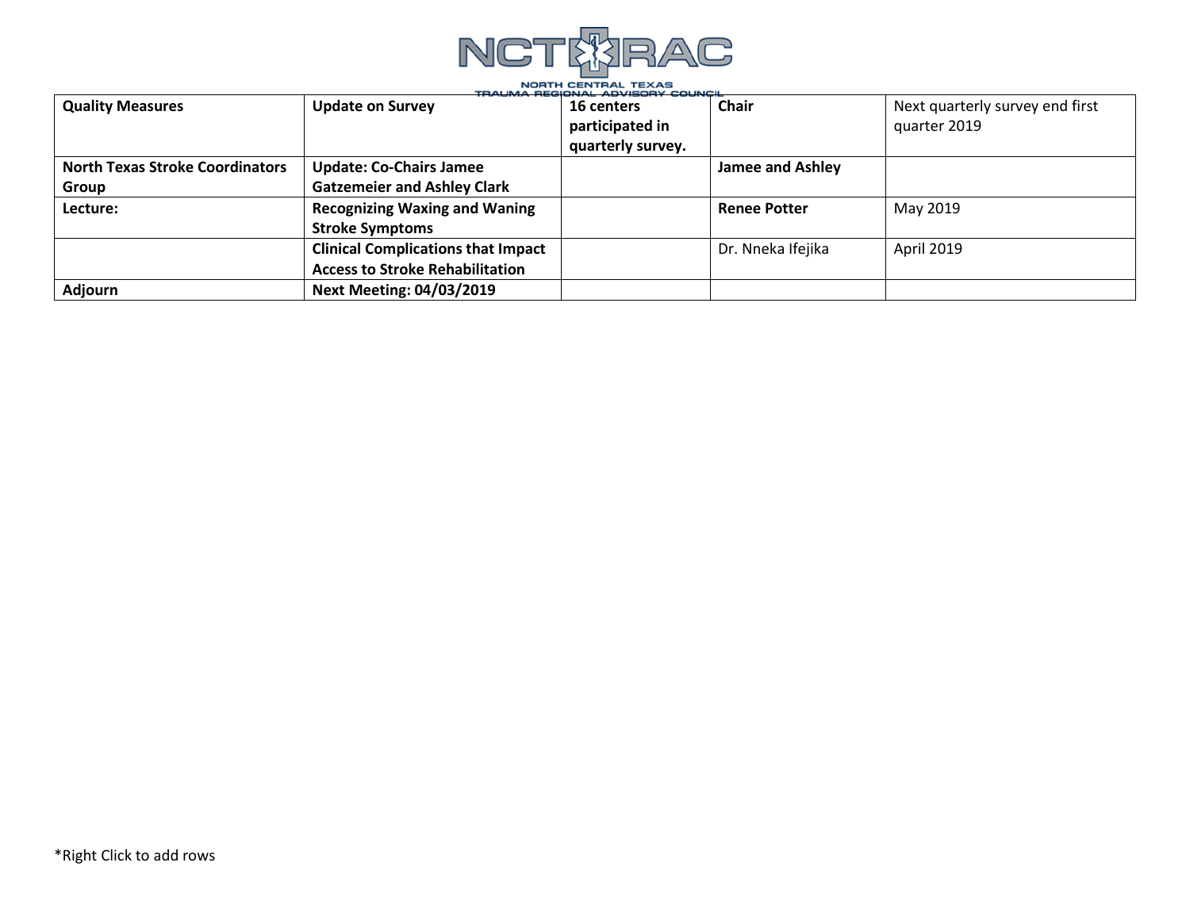| **Quality Measures** | **Update on Survey** | **16 centers participated in quarterly survey.** | **Chair** | Next quarterly survey end first quarter 2019 |
|---|---|---|---|---|
| **North Texas Stroke Coordinators Group** | **Update: Co-Chairs Jamee Gatzemeier and Ashley Clark** | | **Jamee and Ashley** | |
| **Lecture:** | **Recognizing Waxing and Waning Stroke Symptoms** | | **Renee Potter** | May 2019 |
| | **Clinical Complications that Impact Access to Stroke Rehabilitation** | | Dr. Nneka Ifejika | April 2019 |
| **Adjourn** | **Next Meeting: 04/03/2019** | | | |

*Right Click to add rows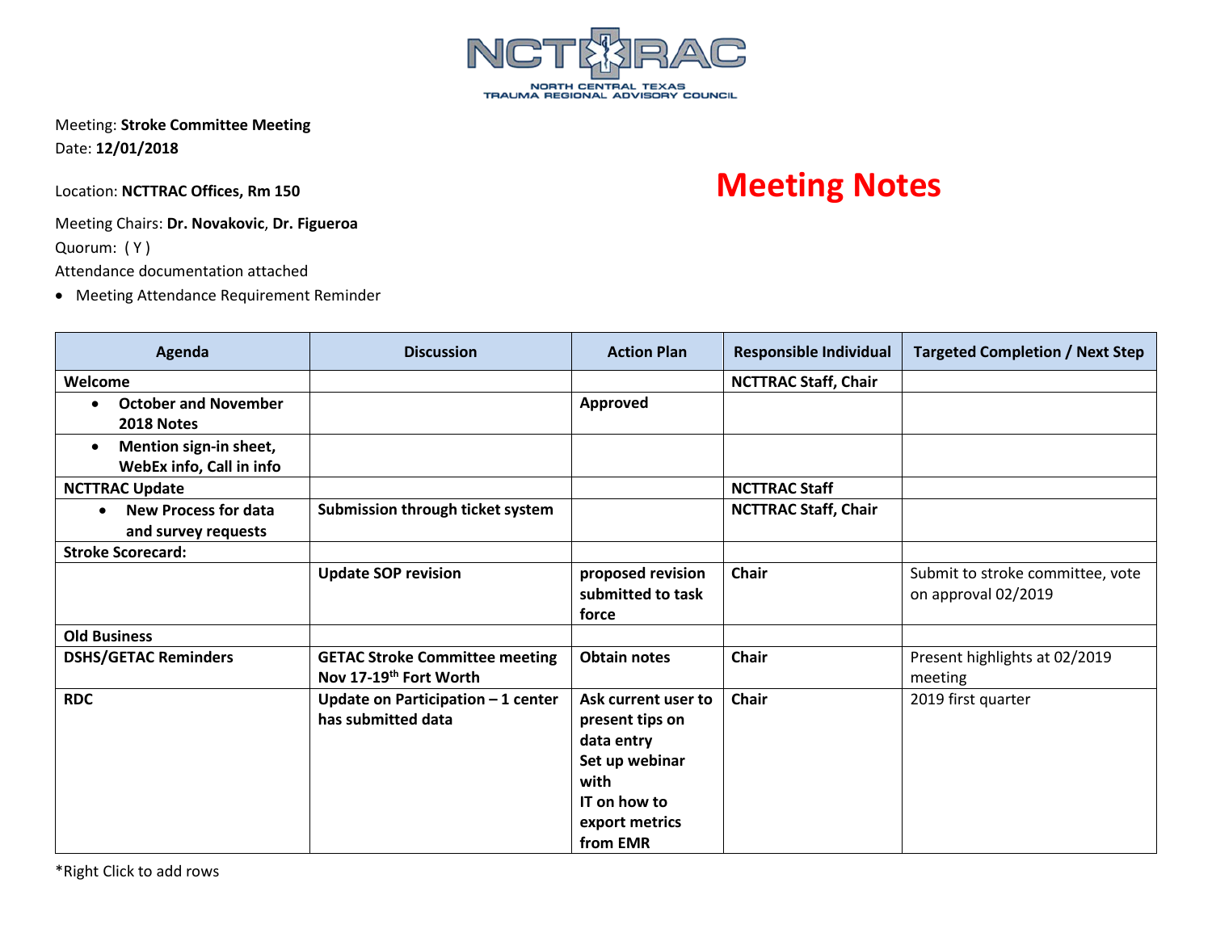NCTTRAC

NORTH CENTRAL TEXAS TRAUMA REGIONAL ADVISORY COUNCIL

Meeting: **Stroke Committee Meeting**
Date: **12/01/2018**

Location: **NCTTRAC Offices, Rm 150**

# Meeting Notes

Meeting Chairs: **Dr. Novakovic**, **Dr. Figueroa**
Quorum: ( Y )
Attendance documentation attached

- Meeting Attendance Requirement Reminder

| Agenda | Discussion | Action Plan | Responsible Individual | Targeted Completion / Next Step |
|---|---|---|---|---|
| **Welcome** | | | **NCTTRAC Staff, Chair** | |
| • **October and November 2018 Notes** | | **Approved** | | |
| • **Mention sign-in sheet, WebEx info, Call in info** | | | | |
| **NCTTRAC Update** | | | **NCTTRAC Staff** | |
| • **New Process for data and survey requests** | **Submission through ticket system** | | **NCTTRAC Staff, Chair** | |
| **Stroke Scorecard:** | | | | |
| | **Update SOP revision** | **proposed revision submitted to task force** | **Chair** | Submit to stroke committee, vote on approval 02/2019 |
| **Old Business** | | | | |
| **DSHS/GETAC Reminders** | **GETAC Stroke Committee meeting Nov 17-19th Fort Worth** | **Obtain notes** | **Chair** | Present highlights at 02/2019 meeting |
| **RDC** | **Update on Participation – 1 center has submitted data** | **Ask current user to present tips on data entry** **Set up webinar with IT on how to export metrics from EMR** | **Chair** | 2019 first quarter |

*Right Click to add rows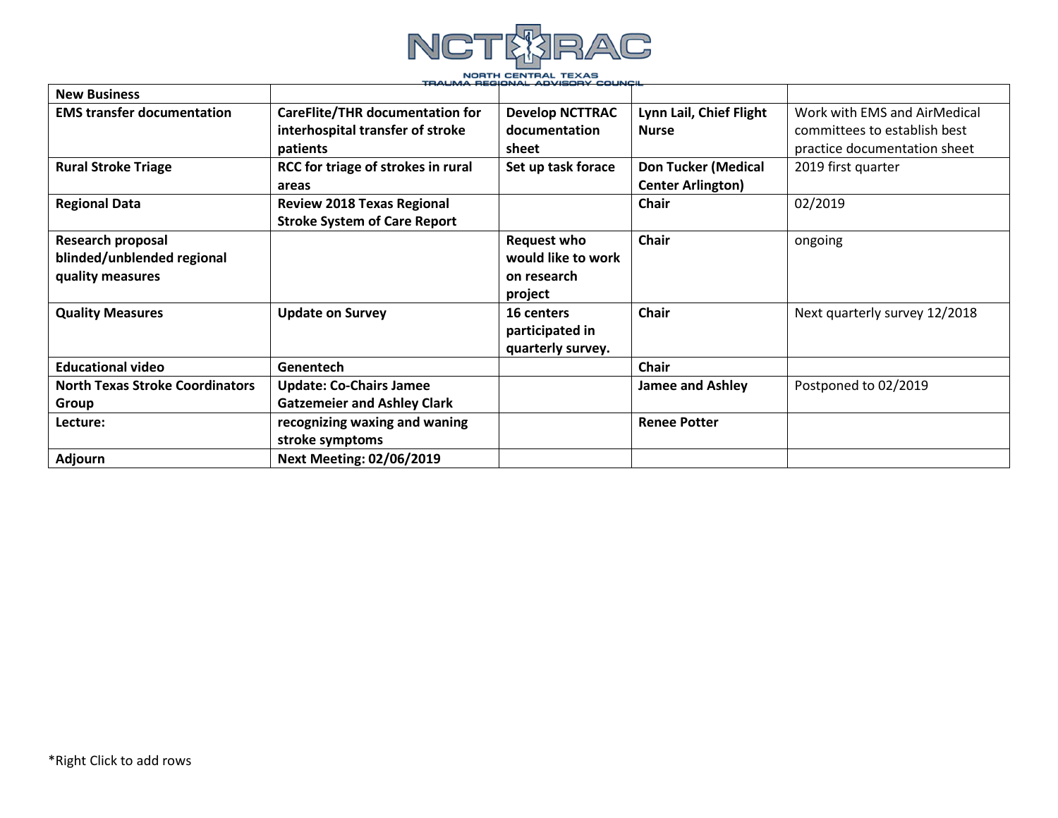| | | | | |
|---|---|---|---|---|
| **New Business** | | | | |
| **EMS transfer documentation** | **CareFlite/THR documentation for interhospital transfer of stroke patients** | **Develop NCTTRAC documentation sheet** | **Lynn Lail, Chief Flight Nurse** | Work with EMS and AirMedical committees to establish best practice documentation sheet |
| **Rural Stroke Triage** | **RCC for triage of strokes in rural areas** | **Set up task forace** | **Don Tucker (Medical Center Arlington)** | 2019 first quarter |
| **Regional Data** | **Review 2018 Texas Regional Stroke System of Care Report** | | **Chair** | 02/2019 |
| **Research proposal blinded/unblended regional quality measures** | | **Request who would like to work on research project** | **Chair** | ongoing |
| **Quality Measures** | **Update on Survey** | **16 centers participated in quarterly survey.** | **Chair** | Next quarterly survey 12/2018 |
| **Educational video** | **Genentech** | | **Chair** | |
| **North Texas Stroke Coordinators Group** | **Update: Co-Chairs Jamee Gatzemeier and Ashley Clark** | | **Jamee and Ashley** | Postponed to 02/2019 |
| **Lecture:** | **recognizing waxing and waning stroke symptoms** | | **Renee Potter** | |
| **Adjourn** | **Next Meeting: 02/06/2019** | | | |

*Right Click to add rows